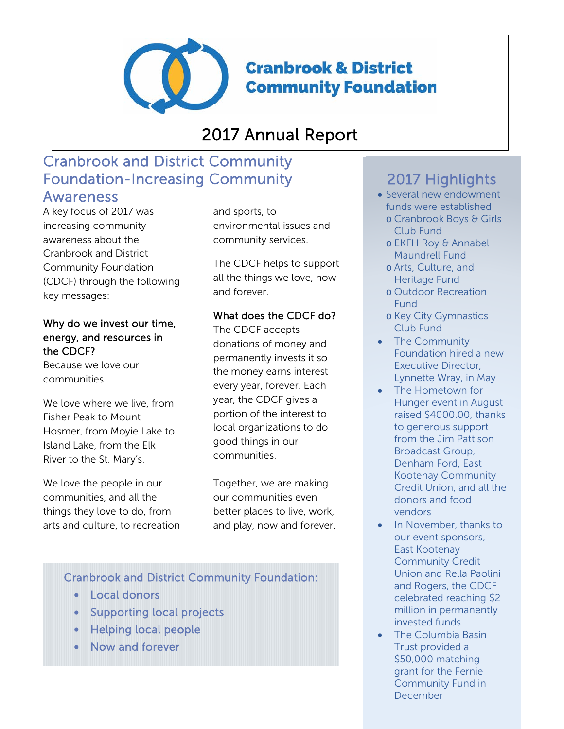# Cranbrook & District Community Foundation

# 2017 Annual Report

## Cranbrook and District Community Foundation-Increasing Community Awareness

A key focus of 2017 was increasing community awareness about the Cranbrook and District Community Foundation (CDCF) through the following key messages:

**Why do we invest our time, energy, and resources in the CDCF?**
Because we love our communities.

We love where we live, from Fisher Peak to Mount Hosmer, from Moyie Lake to Island Lake, from the Elk River to the St. Mary's.

We love the people in our communities, and all the things they love to do, from arts and culture, to recreation and sports, to environmental issues and community services.

The CDCF helps to support all the things we love, now and forever.

**What does the CDCF do?**
The CDCF accepts donations of money and permanently invests it so the money earns interest every year, forever. Each year, the CDCF gives a portion of the interest to local organizations to do good things in our communities.

Together, we are making our communities even better places to live, work, and play, now and forever.

### Cranbrook and District Community Foundation:

- Local donors
- Supporting local projects
- Helping local people
- Now and forever

## 2017 Highlights

- Several new endowment funds were established:
  - Cranbrook Boys & Girls Club Fund
  - EKFH Roy & Annabel Maundrell Fund
  - Arts, Culture, and Heritage Fund
  - Outdoor Recreation Fund
  - Key City Gymnastics Club Fund
- The Community Foundation hired a new Executive Director, Lynnette Wray, in May
- The Hometown for Hunger event in August raised $4000.00, thanks to generous support from the Jim Pattison Broadcast Group, Denham Ford, East Kootenay Community Credit Union, and all the donors and food vendors
- In November, thanks to our event sponsors, East Kootenay Community Credit Union and Rella Paolini and Rogers, the CDCF celebrated reaching $2 million in permanently invested funds
- The Columbia Basin Trust provided a $50,000 matching grant for the Fernie Community Fund in December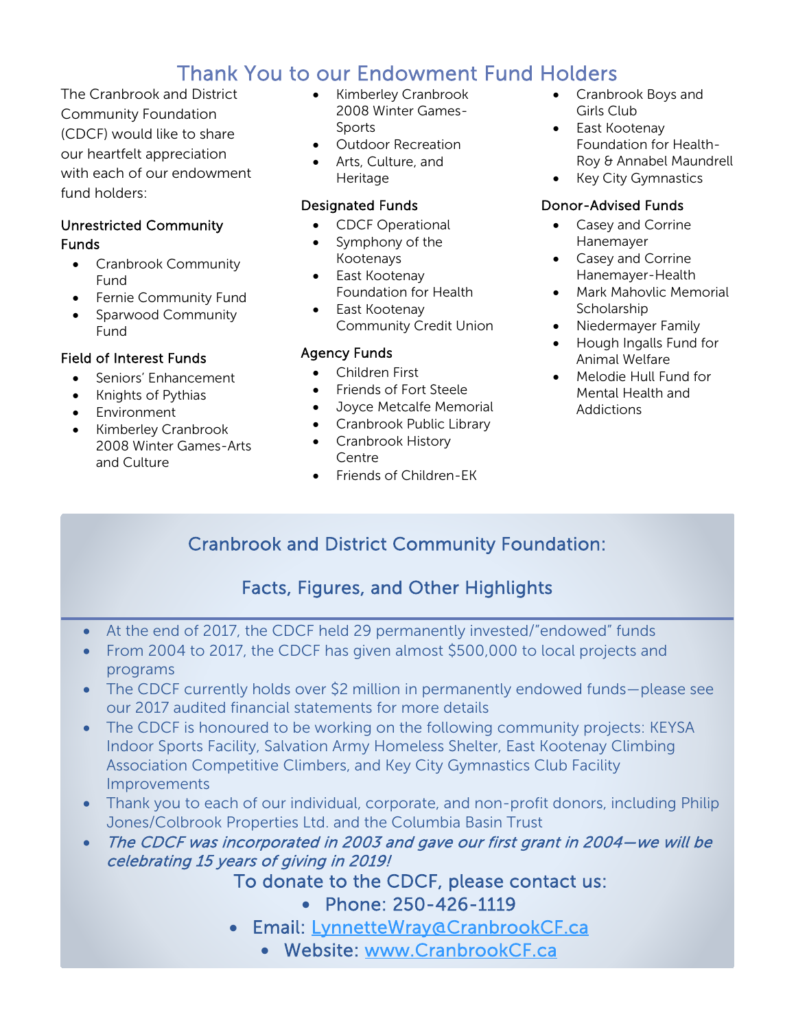# Thank You to our Endowment Fund Holders

The Cranbrook and District Community Foundation (CDCF) would like to share our heartfelt appreciation with each of our endowment fund holders:

### Unrestricted Community Funds

- Cranbrook Community Fund
- Fernie Community Fund
- Sparwood Community Fund

### Field of Interest Funds

- Seniors' Enhancement
- Knights of Pythias
- Environment
- Kimberley Cranbrook 2008 Winter Games-Arts and Culture
- Kimberley Cranbrook 2008 Winter Games-Sports
- Outdoor Recreation
- Arts, Culture, and Heritage

### Designated Funds

- CDCF Operational
- Symphony of the Kootenays
- East Kootenay Foundation for Health
- East Kootenay Community Credit Union

### Agency Funds

- Children First
- Friends of Fort Steele
- Joyce Metcalfe Memorial
- Cranbrook Public Library
- Cranbrook History Centre
- Friends of Children-EK
- Cranbrook Boys and Girls Club
- East Kootenay Foundation for Health-Roy & Annabel Maundrell
- Key City Gymnastics

### Donor-Advised Funds

- Casey and Corrine Hanemayer
- Casey and Corrine Hanemayer-Health
- Mark Mahovlic Memorial Scholarship
- Niedermayer Family
- Hough Ingalls Fund for Animal Welfare
- Melodie Hull Fund for Mental Health and Addictions

## Cranbrook and District Community Foundation:

## Facts, Figures, and Other Highlights

- At the end of 2017, the CDCF held 29 permanently invested/"endowed" funds
- From 2004 to 2017, the CDCF has given almost $500,000 to local projects and programs
- The CDCF currently holds over $2 million in permanently endowed funds—please see our 2017 audited financial statements for more details
- The CDCF is honoured to be working on the following community projects: KEYSA Indoor Sports Facility, Salvation Army Homeless Shelter, East Kootenay Climbing Association Competitive Climbers, and Key City Gymnastics Club Facility Improvements
- Thank you to each of our individual, corporate, and non-profit donors, including Philip Jones/Colbrook Properties Ltd. and the Columbia Basin Trust
- *The CDCF was incorporated in 2003 and gave our first grant in 2004—we will be celebrating 15 years of giving in 2019!*

To donate to the CDCF, please contact us:

- Phone: 250-426-1119
- Email: [LynnetteWray@CranbrookCF.ca](mailto:LynnetteWray@CranbrookCF.ca)
- Website: [www.CranbrookCF.ca](http://www.CranbrookCF.ca)